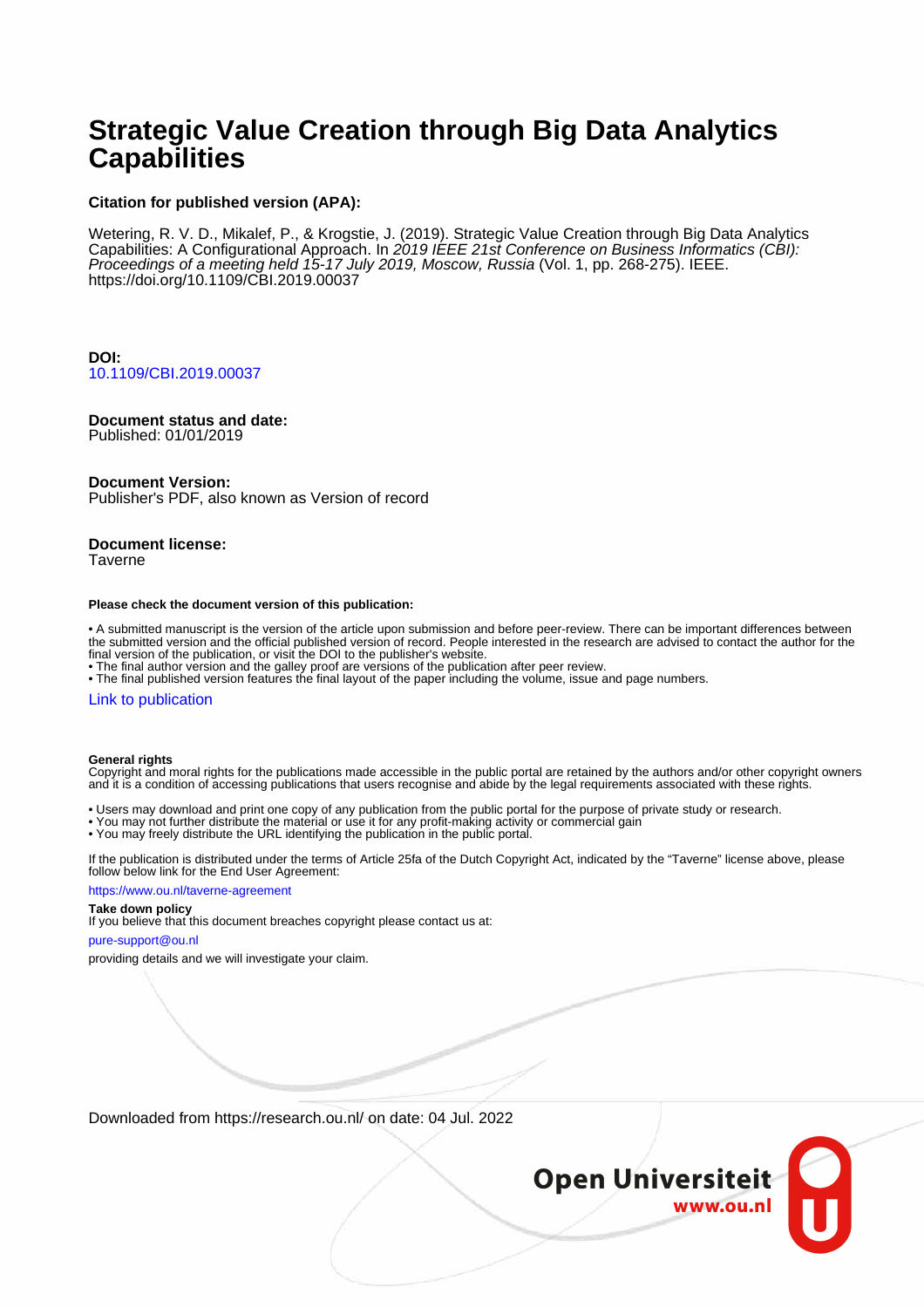# Strategic Value Creation through Big Data Analytics Capabilities

**Citation for published version (APA):**

Wetering, R. V. D., Mikalef, P., & Krogstie, J. (2019). Strategic Value Creation through Big Data Analytics Capabilities: A Configurational Approach. In *2019 IEEE 21st Conference on Business Informatics (CBI): Proceedings of a meeting held 15-17 July 2019, Moscow, Russia* (Vol. 1, pp. 268-275). IEEE. https://doi.org/10.1109/CBI.2019.00037

**DOI:**
10.1109/CBI.2019.00037

**Document status and date:**
Published: 01/01/2019

**Document Version:**
Publisher's PDF, also known as Version of record

**Document license:**
Taverne

**Please check the document version of this publication:**

• A submitted manuscript is the version of the article upon submission and before peer-review. There can be important differences between the submitted version and the official published version of record. People interested in the research are advised to contact the author for the final version of the publication, or visit the DOI to the publisher's website.
• The final author version and the galley proof are versions of the publication after peer review.
• The final published version features the final layout of the paper including the volume, issue and page numbers.

Link to publication

**General rights**
Copyright and moral rights for the publications made accessible in the public portal are retained by the authors and/or other copyright owners and it is a condition of accessing publications that users recognise and abide by the legal requirements associated with these rights.

• Users may download and print one copy of any publication from the public portal for the purpose of private study or research.
• You may not further distribute the material or use it for any profit-making activity or commercial gain
• You may freely distribute the URL identifying the publication in the public portal.

If the publication is distributed under the terms of Article 25fa of the Dutch Copyright Act, indicated by the "Taverne" license above, please follow below link for the End User Agreement:

https://www.ou.nl/taverne-agreement

**Take down policy**
If you believe that this document breaches copyright please contact us at:

pure-support@ou.nl

providing details and we will investigate your claim.

Downloaded from https://research.ou.nl/ on date: 04 Jul. 2022

Open Universiteit
www.ou.nl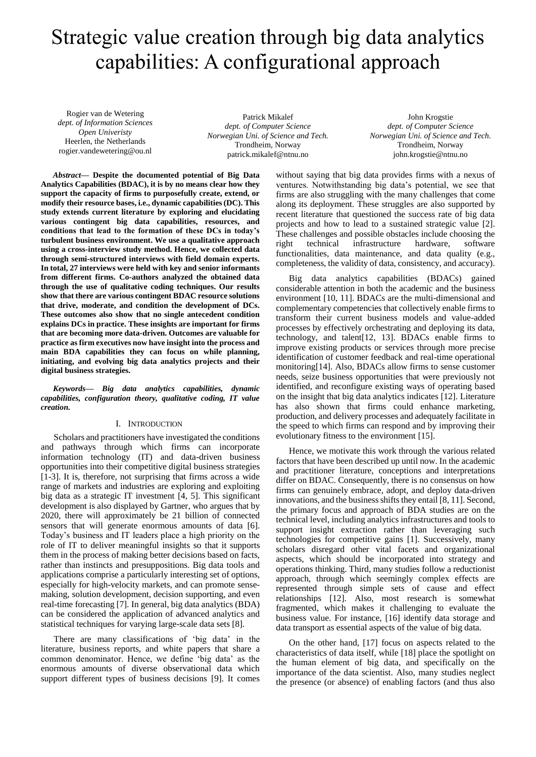# Strategic value creation through big data analytics capabilities: A configurational approach

Rogier van de Wetering
*dept. of Information Sciences*
*Open Univeristy*
Heerlen, the Netherlands
rogier.vandewetering@ou.nl

Patrick Mikalef
*dept. of Computer Science*
*Norwegian Uni. of Science and Tech.*
Trondheim, Norway
patrick.mikalef@ntnu.no

John Krogstie
*dept. of Computer Science*
*Norwegian Uni. of Science and Tech.*
Trondheim, Norway
john.krogstie@ntnu.no

***Abstract*— Despite the documented potential of Big Data Analytics Capabilities (BDAC), it is by no means clear how they support the capacity of firms to purposefully create, extend, or modify their resource bases, i.e., dynamic capabilities (DC). This study extends current literature by exploring and elucidating various contingent big data capabilities, resources, and conditions that lead to the formation of these DCs in today's turbulent business environment. We use a qualitative approach using a cross-interview study method. Hence, we collected data through semi-structured interviews with field domain experts. In total, 27 interviews were held with key and senior informants from different firms. Co-authors analyzed the obtained data through the use of qualitative coding techniques. Our results show that there are various contingent BDAC resource solutions that drive, moderate, and condition the development of DCs. These outcomes also show that no single antecedent condition explains DCs in practice. These insights are important for firms that are becoming more data-driven. Outcomes are valuable for practice as firm executives now have insight into the process and main BDA capabilities they can focus on while planning, initiating, and evolving big data analytics projects and their digital business strategies.**

***Keywords*— *Big data analytics capabilities, dynamic capabilities, configuration theory, qualitative coding, IT value creation.***

## I. Introduction

Scholars and practitioners have investigated the conditions and pathways through which firms can incorporate information technology (IT) and data-driven business opportunities into their competitive digital business strategies [1-3]. It is, therefore, not surprising that firms across a wide range of markets and industries are exploring and exploiting big data as a strategic IT investment [4, 5]. This significant development is also displayed by Gartner, who argues that by 2020, there will approximately be 21 billion of connected sensors that will generate enormous amounts of data [6]. Today's business and IT leaders place a high priority on the role of IT to deliver meaningful insights so that it supports them in the process of making better decisions based on facts, rather than instincts and presuppositions. Big data tools and applications comprise a particularly interesting set of options, especially for high-velocity markets, and can promote sense-making, solution development, decision supporting, and even real-time forecasting [7]. In general, big data analytics (BDA) can be considered the application of advanced analytics and statistical techniques for varying large-scale data sets [8].

There are many classifications of 'big data' in the literature, business reports, and white papers that share a common denominator. Hence, we define 'big data' as the enormous amounts of diverse observational data which support different types of business decisions [9]. It comes without saying that big data provides firms with a nexus of ventures. Notwithstanding big data's potential, we see that firms are also struggling with the many challenges that come along its deployment. These struggles are also supported by recent literature that questioned the success rate of big data projects and how to lead to a sustained strategic value [2]. These challenges and possible obstacles include choosing the right technical infrastructure hardware, software functionalities, data maintenance, and data quality (e.g., completeness, the validity of data, consistency, and accuracy).

Big data analytics capabilities (BDACs) gained considerable attention in both the academic and the business environment [10, 11]. BDACs are the multi-dimensional and complementary competencies that collectively enable firms to transform their current business models and value-added processes by effectively orchestrating and deploying its data, technology, and talent[12, 13]. BDACs enable firms to improve existing products or services through more precise identification of customer feedback and real-time operational monitoring[14]. Also, BDACs allow firms to sense customer needs, seize business opportunities that were previously not identified, and reconfigure existing ways of operating based on the insight that big data analytics indicates [12]. Literature has also shown that firms could enhance marketing, production, and delivery processes and adequately facilitate in the speed to which firms can respond and by improving their evolutionary fitness to the environment [15].

Hence, we motivate this work through the various related factors that have been described up until now. In the academic and practitioner literature, conceptions and interpretations differ on BDAC. Consequently, there is no consensus on how firms can genuinely embrace, adopt, and deploy data-driven innovations, and the business shifts they entail [8, 11]. Second, the primary focus and approach of BDA studies are on the technical level, including analytics infrastructures and tools to support insight extraction rather than leveraging such technologies for competitive gains [1]. Successively, many scholars disregard other vital facets and organizational aspects, which should be incorporated into strategy and operations thinking. Third, many studies follow a reductionist approach, through which seemingly complex effects are represented through simple sets of cause and effect relationships [12]. Also, most research is somewhat fragmented, which makes it challenging to evaluate the business value. For instance, [16] identify data storage and data transport as essential aspects of the value of big data.

On the other hand, [17] focus on aspects related to the characteristics of data itself, while [18] place the spotlight on the human element of big data, and specifically on the importance of the data scientist. Also, many studies neglect the presence (or absence) of enabling factors (and thus also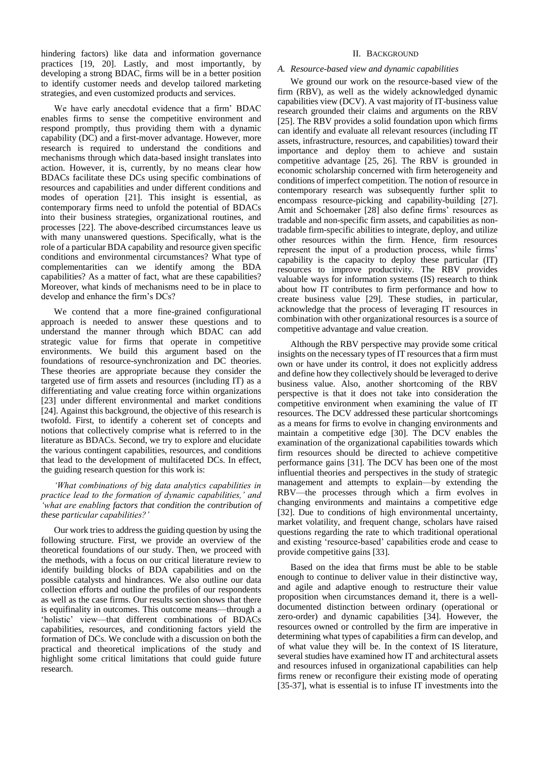hindering factors) like data and information governance practices [19, 20]. Lastly, and most importantly, by developing a strong BDAC, firms will be in a better position to identify customer needs and develop tailored marketing strategies, and even customized products and services.

We have early anecdotal evidence that a firm' BDAC enables firms to sense the competitive environment and respond promptly, thus providing them with a dynamic capability (DC) and a first-mover advantage. However, more research is required to understand the conditions and mechanisms through which data-based insight translates into action. However, it is, currently, by no means clear how BDACs facilitate these DCs using specific combinations of resources and capabilities and under different conditions and modes of operation [21]. This insight is essential, as contemporary firms need to unfold the potential of BDACs into their business strategies, organizational routines, and processes [22]. The above-described circumstances leave us with many unanswered questions. Specifically, what is the role of a particular BDA capability and resource given specific conditions and environmental circumstances? What type of complementarities can we identify among the BDA capabilities? As a matter of fact, what are these capabilities? Moreover, what kinds of mechanisms need to be in place to develop and enhance the firm's DCs?

We contend that a more fine-grained configurational approach is needed to answer these questions and to understand the manner through which BDAC can add strategic value for firms that operate in competitive environments. We build this argument based on the foundations of resource-synchronization and DC theories. These theories are appropriate because they consider the targeted use of firm assets and resources (including IT) as a differentiating and value creating force within organizations [23] under different environmental and market conditions [24]. Against this background, the objective of this research is twofold. First, to identify a coherent set of concepts and notions that collectively comprise what is referred to in the literature as BDACs. Second, we try to explore and elucidate the various contingent capabilities, resources, and conditions that lead to the development of multifaceted DCs. In effect, the guiding research question for this work is:

*'What combinations of big data analytics capabilities in practice lead to the formation of dynamic capabilities,' and 'what are enabling factors that condition the contribution of these particular capabilities?'*

Our work tries to address the guiding question by using the following structure. First, we provide an overview of the theoretical foundations of our study. Then, we proceed with the methods, with a focus on our critical literature review to identify building blocks of BDA capabilities and on the possible catalysts and hindrances. We also outline our data collection efforts and outline the profiles of our respondents as well as the case firms. Our results section shows that there is equifinality in outcomes. This outcome means—through a 'holistic' view—that different combinations of BDACs capabilities, resources, and conditioning factors yield the formation of DCs. We conclude with a discussion on both the practical and theoretical implications of the study and highlight some critical limitations that could guide future research.

## II. Background

### A. Resource-based view and dynamic capabilities

We ground our work on the resource-based view of the firm (RBV), as well as the widely acknowledged dynamic capabilities view (DCV). A vast majority of IT-business value research grounded their claims and arguments on the RBV [25]. The RBV provides a solid foundation upon which firms can identify and evaluate all relevant resources (including IT assets, infrastructure, resources, and capabilities) toward their importance and deploy them to achieve and sustain competitive advantage [25, 26]. The RBV is grounded in economic scholarship concerned with firm heterogeneity and conditions of imperfect competition. The notion of resource in contemporary research was subsequently further split to encompass resource-picking and capability-building [27]. Amit and Schoemaker [28] also define firms' resources as tradable and non-specific firm assets, and capabilities as non-tradable firm-specific abilities to integrate, deploy, and utilize other resources within the firm. Hence, firm resources represent the input of a production process, while firms' capability is the capacity to deploy these particular (IT) resources to improve productivity. The RBV provides valuable ways for information systems (IS) research to think about how IT contributes to firm performance and how to create business value [29]. These studies, in particular, acknowledge that the process of leveraging IT resources in combination with other organizational resources is a source of competitive advantage and value creation.

Although the RBV perspective may provide some critical insights on the necessary types of IT resources that a firm must own or have under its control, it does not explicitly address and define how they collectively should be leveraged to derive business value. Also, another shortcoming of the RBV perspective is that it does not take into consideration the competitive environment when examining the value of IT resources. The DCV addressed these particular shortcomings as a means for firms to evolve in changing environments and maintain a competitive edge [30]. The DCV enables the examination of the organizational capabilities towards which firm resources should be directed to achieve competitive performance gains [31]. The DCV has been one of the most influential theories and perspectives in the study of strategic management and attempts to explain—by extending the RBV—the processes through which a firm evolves in changing environments and maintains a competitive edge [32]. Due to conditions of high environmental uncertainty, market volatility, and frequent change, scholars have raised questions regarding the rate to which traditional operational and existing 'resource-based' capabilities erode and cease to provide competitive gains [33].

Based on the idea that firms must be able to be stable enough to continue to deliver value in their distinctive way, and agile and adaptive enough to restructure their value proposition when circumstances demand it, there is a well-documented distinction between ordinary (operational or zero-order) and dynamic capabilities [34]. However, the resources owned or controlled by the firm are imperative in determining what types of capabilities a firm can develop, and of what value they will be. In the context of IS literature, several studies have examined how IT and architectural assets and resources infused in organizational capabilities can help firms renew or reconfigure their existing mode of operating [35-37], what is essential is to infuse IT investments into the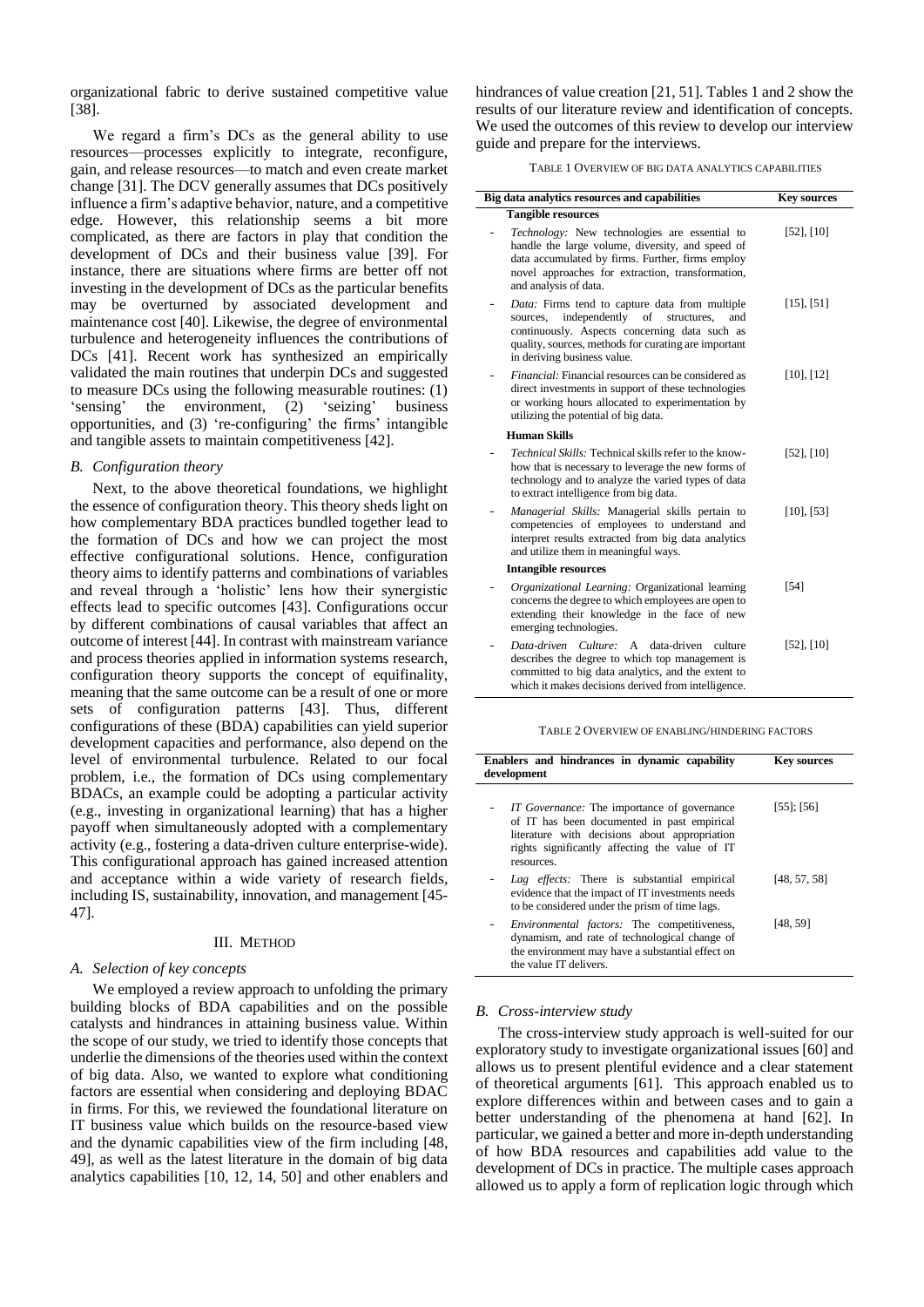organizational fabric to derive sustained competitive value [38].

We regard a firm's DCs as the general ability to use resources—processes explicitly to integrate, reconfigure, gain, and release resources—to match and even create market change [31]. The DCV generally assumes that DCs positively influence a firm's adaptive behavior, nature, and a competitive edge. However, this relationship seems a bit more complicated, as there are factors in play that condition the development of DCs and their business value [39]. For instance, there are situations where firms are better off not investing in the development of DCs as the particular benefits may be overturned by associated development and maintenance cost [40]. Likewise, the degree of environmental turbulence and heterogeneity influences the contributions of DCs [41]. Recent work has synthesized an empirically validated the main routines that underpin DCs and suggested to measure DCs using the following measurable routines: (1) 'sensing' the environment, (2) 'seizing' business opportunities, and (3) 're-configuring' the firms' intangible and tangible assets to maintain competitiveness [42].

### *B. Configuration theory*

Next, to the above theoretical foundations, we highlight the essence of configuration theory. This theory sheds light on how complementary BDA practices bundled together lead to the formation of DCs and how we can project the most effective configurational solutions. Hence, configuration theory aims to identify patterns and combinations of variables and reveal through a 'holistic' lens how their synergistic effects lead to specific outcomes [43]. Configurations occur by different combinations of causal variables that affect an outcome of interest [44]. In contrast with mainstream variance and process theories applied in information systems research, configuration theory supports the concept of equifinality, meaning that the same outcome can be a result of one or more sets of configuration patterns [43]. Thus, different configurations of these (BDA) capabilities can yield superior development capacities and performance, also depend on the level of environmental turbulence. Related to our focal problem, i.e., the formation of DCs using complementary BDACs, an example could be adopting a particular activity (e.g., investing in organizational learning) that has a higher payoff when simultaneously adopted with a complementary activity (e.g., fostering a data-driven culture enterprise-wide). This configurational approach has gained increased attention and acceptance within a wide variety of research fields, including IS, sustainability, innovation, and management [45-47].

## III. METHOD

### *A. Selection of key concepts*

We employed a review approach to unfolding the primary building blocks of BDA capabilities and on the possible catalysts and hindrances in attaining business value. Within the scope of our study, we tried to identify those concepts that underlie the dimensions of the theories used within the context of big data. Also, we wanted to explore what conditioning factors are essential when considering and deploying BDAC in firms. For this, we reviewed the foundational literature on IT business value which builds on the resource-based view and the dynamic capabilities view of the firm including [48, 49], as well as the latest literature in the domain of big data analytics capabilities [10, 12, 14, 50] and other enablers and hindrances of value creation [21, 51]. Tables 1 and 2 show the results of our literature review and identification of concepts. We used the outcomes of this review to develop our interview guide and prepare for the interviews.

TABLE 1 OVERVIEW OF BIG DATA ANALYTICS CAPABILITIES

| Big data analytics resources and capabilities | Key sources |
|---|---|
| **Tangible resources** | |
| - *Technology:* New technologies are essential to handle the large volume, diversity, and speed of data accumulated by firms. Further, firms employ novel approaches for extraction, transformation, and analysis of data. | [52], [10] |
| - *Data:* Firms tend to capture data from multiple sources, independently of structures, and continuously. Aspects concerning data such as quality, sources, methods for curating are important in deriving business value. | [15], [51] |
| - *Financial:* Financial resources can be considered as direct investments in support of these technologies or working hours allocated to experimentation by utilizing the potential of big data. | [10], [12] |
| **Human Skills** | |
| - *Technical Skills:* Technical skills refer to the know-how that is necessary to leverage the new forms of technology and to analyze the varied types of data to extract intelligence from big data. | [52], [10] |
| - *Managerial Skills:* Managerial skills pertain to competencies of employees to understand and interpret results extracted from big data analytics and utilize them in meaningful ways. | [10], [53] |
| **Intangible resources** | |
| - *Organizational Learning:* Organizational learning concerns the degree to which employees are open to extending their knowledge in the face of new emerging technologies. | [54] |
| - *Data-driven Culture:* A data-driven culture describes the degree to which top management is committed to big data analytics, and the extent to which it makes decisions derived from intelligence. | [52], [10] |

TABLE 2 OVERVIEW OF ENABLING/HINDERING FACTORS

| Enablers and hindrances in dynamic capability development | Key sources |
|---|---|
| - *IT Governance:* The importance of governance of IT has been documented in past empirical literature with decisions about appropriation rights significantly affecting the value of IT resources. | [55]; [56] |
| - *Lag effects:* There is substantial empirical evidence that the impact of IT investments needs to be considered under the prism of time lags. | [48, 57, 58] |
| - *Environmental factors:* The competitiveness, dynamism, and rate of technological change of the environment may have a substantial effect on the value IT delivers. | [48, 59] |

### *B. Cross-interview study*

The cross-interview study approach is well-suited for our exploratory study to investigate organizational issues [60] and allows us to present plentiful evidence and a clear statement of theoretical arguments [61]. This approach enabled us to explore differences within and between cases and to gain a better understanding of the phenomena at hand [62]. In particular, we gained a better and more in-depth understanding of how BDA resources and capabilities add value to the development of DCs in practice. The multiple cases approach allowed us to apply a form of replication logic through which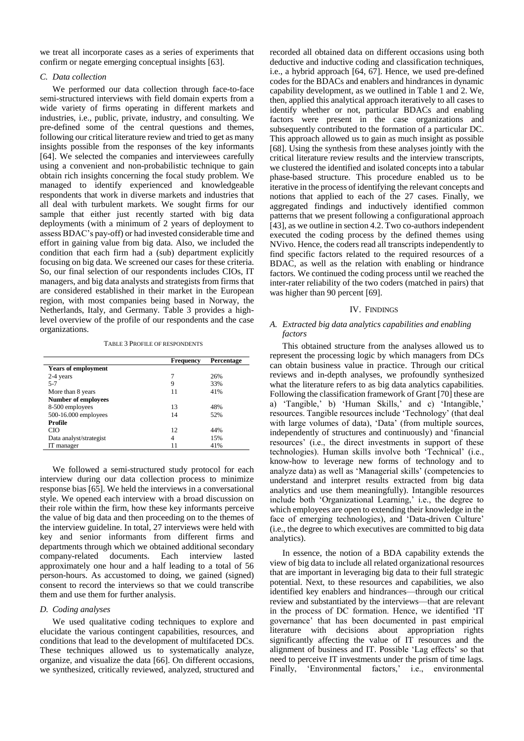we treat all incorporate cases as a series of experiments that confirm or negate emerging conceptual insights [63].

### C. Data collection

We performed our data collection through face-to-face semi-structured interviews with field domain experts from a wide variety of firms operating in different markets and industries, i.e., public, private, industry, and consulting. We pre-defined some of the central questions and themes, following our critical literature review and tried to get as many insights possible from the responses of the key informants [64]. We selected the companies and interviewees carefully using a convenient and non-probabilistic technique to gain obtain rich insights concerning the focal study problem. We managed to identify experienced and knowledgeable respondents that work in diverse markets and industries that all deal with turbulent markets. We sought firms for our sample that either just recently started with big data deployments (with a minimum of 2 years of deployment to assess BDAC's pay-off) or had invested considerable time and effort in gaining value from big data. Also, we included the condition that each firm had a (sub) department explicitly focusing on big data. We screened our cases for these criteria. So, our final selection of our respondents includes CIOs, IT managers, and big data analysts and strategists from firms that are considered established in their market in the European region, with most companies being based in Norway, the Netherlands, Italy, and Germany. Table 3 provides a high-level overview of the profile of our respondents and the case organizations.

TABLE 3 PROFILE OF RESPONDENTS

| | Frequency | Percentage |
|---|---|---|
| **Years of employment** | | |
| 2-4 years | 7 | 26% |
| 5-7 | 9 | 33% |
| More than 8 years | 11 | 41% |
| **Number of employees** | | |
| 8-500 employees | 13 | 48% |
| 500-16.000 employees | 14 | 52% |
| **Profile** | | |
| CIO | 12 | 44% |
| Data analyst/strategist | 4 | 15% |
| IT manager | 11 | 41% |

We followed a semi-structured study protocol for each interview during our data collection process to minimize response bias [65]. We held the interviews in a conversational style. We opened each interview with a broad discussion on their role within the firm, how these key informants perceive the value of big data and then proceeding on to the themes of the interview guideline. In total, 27 interviews were held with key and senior informants from different firms and departments through which we obtained additional secondary company-related documents. Each interview lasted approximately one hour and a half leading to a total of 56 person-hours. As accustomed to doing, we gained (signed) consent to record the interviews so that we could transcribe them and use them for further analysis.

### D. Coding analyses

We used qualitative coding techniques to explore and elucidate the various contingent capabilities, resources, and conditions that lead to the development of multifaceted DCs. These techniques allowed us to systematically analyze, organize, and visualize the data [66]. On different occasions, we synthesized, critically reviewed, analyzed, structured and recorded all obtained data on different occasions using both deductive and inductive coding and classification techniques, i.e., a hybrid approach [64, 67]. Hence, we used pre-defined codes for the BDACs and enablers and hindrances in dynamic capability development, as we outlined in Table 1 and 2. We, then, applied this analytical approach iteratively to all cases to identify whether or not, particular BDACs and enabling factors were present in the case organizations and subsequently contributed to the formation of a particular DC. This approach allowed us to gain as much insight as possible [68]. Using the synthesis from these analyses jointly with the critical literature review results and the interview transcripts, we clustered the identified and isolated concepts into a tabular phase-based structure. This procedure enabled us to be iterative in the process of identifying the relevant concepts and notions that applied to each of the 27 cases. Finally, we aggregated findings and inductively identified common patterns that we present following a configurational approach [43], as we outline in section 4.2. Two co-authors independent executed the coding process by the defined themes using NVivo. Hence, the coders read all transcripts independently to find specific factors related to the required resources of a BDAC, as well as the relation with enabling or hindrance factors. We continued the coding process until we reached the inter-rater reliability of the two coders (matched in pairs) that was higher than 90 percent [69].

## IV. FINDINGS

### A. Extracted big data analytics capabilities and enabling factors

This obtained structure from the analyses allowed us to represent the processing logic by which managers from DCs can obtain business value in practice. Through our critical reviews and in-depth analyses, we profoundly synthesized what the literature refers to as big data analytics capabilities. Following the classification framework of Grant [70] these are a) 'Tangible,' b) 'Human Skills,' and c) 'Intangible,' resources. Tangible resources include 'Technology' (that deal with large volumes of data), 'Data' (from multiple sources, independently of structures and continuously) and 'financial resources' (i.e., the direct investments in support of these technologies). Human skills involve both 'Technical' (i.e., know-how to leverage new forms of technology and to analyze data) as well as 'Managerial skills' (competencies to understand and interpret results extracted from big data analytics and use them meaningfully). Intangible resources include both 'Organizational Learning,' i.e., the degree to which employees are open to extending their knowledge in the face of emerging technologies), and 'Data-driven Culture' (i.e., the degree to which executives are committed to big data analytics).

In essence, the notion of a BDA capability extends the view of big data to include all related organizational resources that are important in leveraging big data to their full strategic potential. Next, to these resources and capabilities, we also identified key enablers and hindrances—through our critical review and substantiated by the interviews—that are relevant in the process of DC formation. Hence, we identified 'IT governance' that has been documented in past empirical literature with decisions about appropriation rights significantly affecting the value of IT resources and the alignment of business and IT. Possible 'Lag effects' so that need to perceive IT investments under the prism of time lags. Finally, 'Environmental factors,' i.e., environmental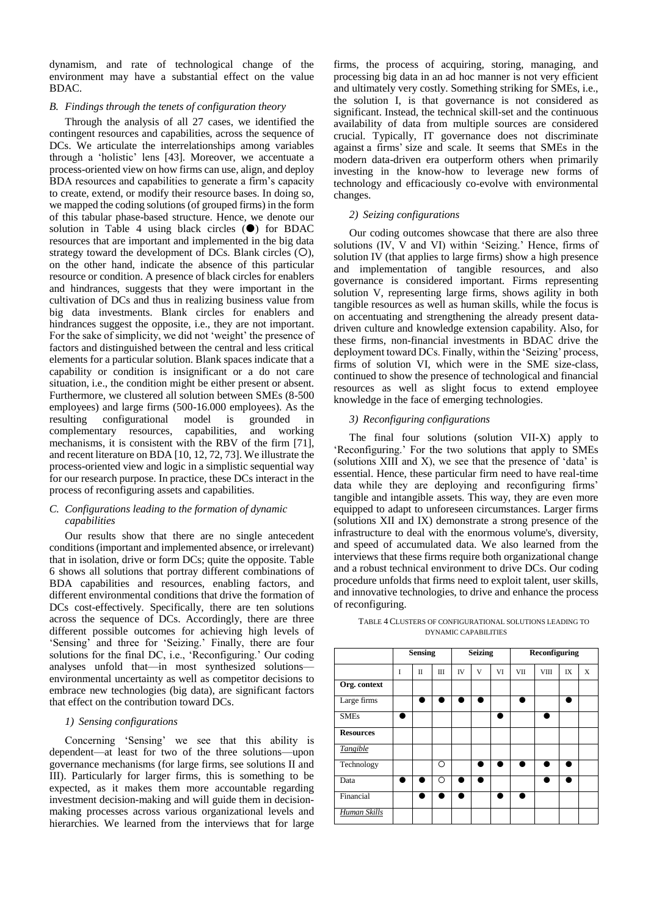dynamism, and rate of technological change of the environment may have a substantial effect on the value BDAC.

### B. Findings through the tenets of configuration theory

Through the analysis of all 27 cases, we identified the contingent resources and capabilities, across the sequence of DCs. We articulate the interrelationships among variables through a 'holistic' lens [43]. Moreover, we accentuate a process-oriented view on how firms can use, align, and deploy BDA resources and capabilities to generate a firm's capacity to create, extend, or modify their resource bases. In doing so, we mapped the coding solutions (of grouped firms) in the form of this tabular phase-based structure. Hence, we denote our solution in Table 4 using black circles (●) for BDAC resources that are important and implemented in the big data strategy toward the development of DCs. Blank circles (○), on the other hand, indicate the absence of this particular resource or condition. A presence of black circles for enablers and hindrances, suggests that they were important in the cultivation of DCs and thus in realizing business value from big data investments. Blank circles for enablers and hindrances suggest the opposite, i.e., they are not important. For the sake of simplicity, we did not 'weight' the presence of factors and distinguished between the central and less critical elements for a particular solution. Blank spaces indicate that a capability or condition is insignificant or a do not care situation, i.e., the condition might be either present or absent. Furthermore, we clustered all solution between SMEs (8-500 employees) and large firms (500-16.000 employees). As the resulting configurational model is grounded in complementary resources, capabilities, and working mechanisms, it is consistent with the RBV of the firm [71], and recent literature on BDA [10, 12, 72, 73]. We illustrate the process-oriented view and logic in a simplistic sequential way for our research purpose. In practice, these DCs interact in the process of reconfiguring assets and capabilities.

### C. Configurations leading to the formation of dynamic capabilities

Our results show that there are no single antecedent conditions (important and implemented absence, or irrelevant) that in isolation, drive or form DCs; quite the opposite. Table 6 shows all solutions that portray different combinations of BDA capabilities and resources, enabling factors, and different environmental conditions that drive the formation of DCs cost-effectively. Specifically, there are ten solutions across the sequence of DCs. Accordingly, there are three different possible outcomes for achieving high levels of 'Sensing' and three for 'Seizing.' Finally, there are four solutions for the final DC, i.e., 'Reconfiguring.' Our coding analyses unfold that—in most synthesized solutions—environmental uncertainty as well as competitor decisions to embrace new technologies (big data), are significant factors that effect on the contribution toward DCs.

#### 1) Sensing configurations

Concerning 'Sensing' we see that this ability is dependent—at least for two of the three solutions—upon governance mechanisms (for large firms, see solutions II and III). Particularly for larger firms, this is something to be expected, as it makes them more accountable regarding investment decision-making and will guide them in decision-making processes across various organizational levels and hierarchies. We learned from the interviews that for large firms, the process of acquiring, storing, managing, and processing big data in an ad hoc manner is not very efficient and ultimately very costly. Something striking for SMEs, i.e., the solution I, is that governance is not considered as significant. Instead, the technical skill-set and the continuous availability of data from multiple sources are considered crucial. Typically, IT governance does not discriminate against a firms' size and scale. It seems that SMEs in the modern data-driven era outperform others when primarily investing in the know-how to leverage new forms of technology and efficaciously co-evolve with environmental changes.

#### 2) Seizing configurations

Our coding outcomes showcase that there are also three solutions (IV, V and VI) within 'Seizing.' Hence, firms of solution IV (that applies to large firms) show a high presence and implementation of tangible resources, and also governance is considered important. Firms representing solution V, representing large firms, shows agility in both tangible resources as well as human skills, while the focus is on accentuating and strengthening the already present data-driven culture and knowledge extension capability. Also, for these firms, non-financial investments in BDAC drive the deployment toward DCs. Finally, within the 'Seizing' process, firms of solution VI, which were in the SME size-class, continued to show the presence of technological and financial resources as well as slight focus to extend employee knowledge in the face of emerging technologies.

#### 3) Reconfiguring configurations

The final four solutions (solution VII-X) apply to 'Reconfiguring.' For the two solutions that apply to SMEs (solutions XIII and X), we see that the presence of 'data' is essential. Hence, these particular firm need to have real-time data while they are deploying and reconfiguring firms' tangible and intangible assets. This way, they are even more equipped to adapt to unforeseen circumstances. Larger firms (solutions XII and IX) demonstrate a strong presence of the infrastructure to deal with the enormous volume's, diversity, and speed of accumulated data. We also learned from the interviews that these firms require both organizational change and a robust technical environment to drive DCs. Our coding procedure unfolds that firms need to exploit talent, user skills, and innovative technologies, to drive and enhance the process of reconfiguring.

TABLE 4 CLUSTERS OF CONFIGURATIONAL SOLUTIONS LEADING TO DYNAMIC CAPABILITIES

| | Sensing | | | Seizing | | | Reconfiguring | | | |
|---|---|---|---|---|---|---|---|---|---|---|
| | I | II | III | IV | V | VI | VII | VIII | IX | X |
| **Org. context** | | | | | | | | | | |
| Large firms | | ● | ● | ● | ● | | ● | | ● | |
| SMEs | ● | | | | | ● | | ● | | |
| **Resources** | | | | | | | | | | |
| *Tangible* | | | | | | | | | | |
| Technology | | | ○ | | ● | ● | ● | ● | ● | |
| Data | ● | ● | ○ | ● | ● | | | ● | ● | |
| Financial | | ● | ● | ● | | ● | ● | | | |
| *Human Skills* | | | | | | | | | | |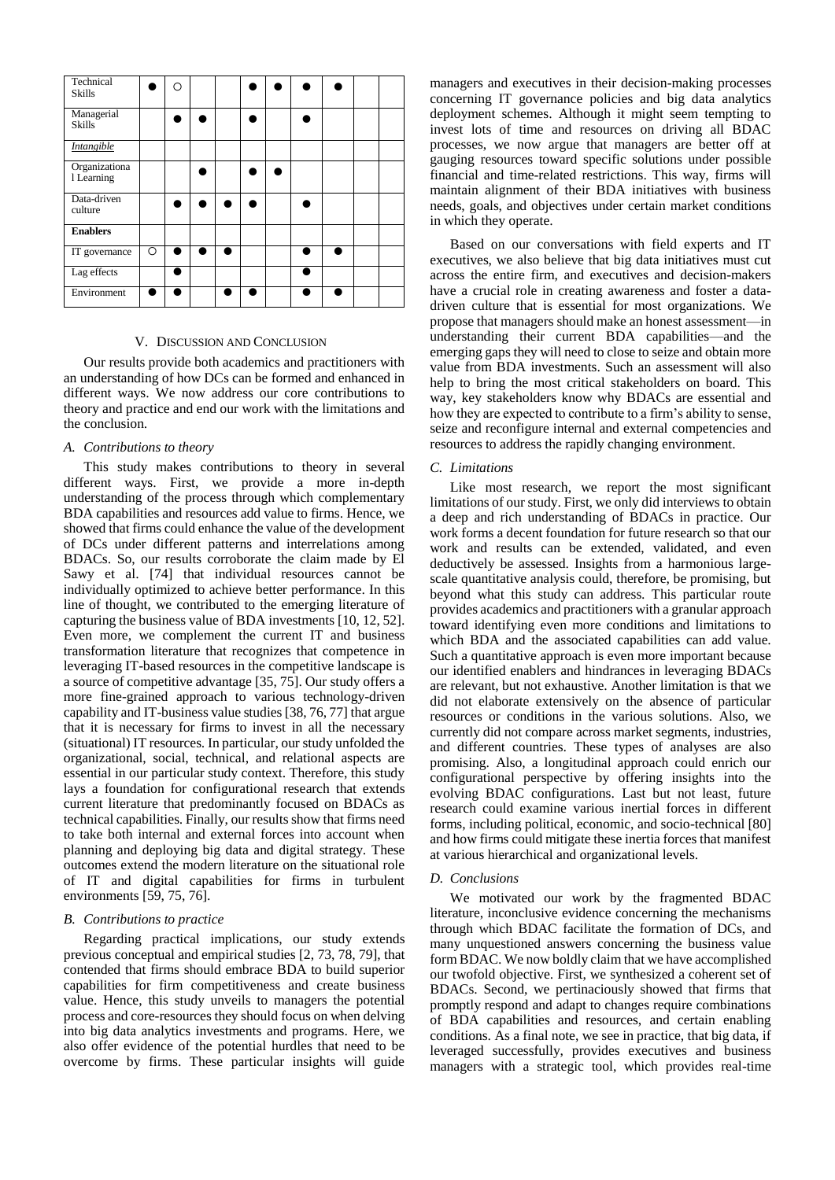| | | | | | | | | | | |
|---|---|---|---|---|---|---|---|---|---|---|
| Technical Skills | ● | ○ | | | ● | ● | ● | ● | | |
| Managerial Skills | | ● | ● | | ● | | ● | | | |
| *Intangible* | | | | | | | | | | |
| Organizational Learning | | | ● | | ● | ● | | | | |
| Data-driven culture | | ● | ● | ● | ● | | ● | | | |
| **Enablers** | | | | | | | | | | |
| IT governance | ○ | ● | ● | ● | | | ● | ● | | |
| Lag effects | | ● | | | | | ● | | | |
| Environment | ● | ● | | ● | ● | | ● | ● | | |

## V. Discussion and Conclusion

Our results provide both academics and practitioners with an understanding of how DCs can be formed and enhanced in different ways. We now address our core contributions to theory and practice and end our work with the limitations and the conclusion.

### A. Contributions to theory

This study makes contributions to theory in several different ways. First, we provide a more in-depth understanding of the process through which complementary BDA capabilities and resources add value to firms. Hence, we showed that firms could enhance the value of the development of DCs under different patterns and interrelations among BDACs. So, our results corroborate the claim made by El Sawy et al. [74] that individual resources cannot be individually optimized to achieve better performance. In this line of thought, we contributed to the emerging literature of capturing the business value of BDA investments [10, 12, 52]. Even more, we complement the current IT and business transformation literature that recognizes that competence in leveraging IT-based resources in the competitive landscape is a source of competitive advantage [35, 75]. Our study offers a more fine-grained approach to various technology-driven capability and IT-business value studies [38, 76, 77] that argue that it is necessary for firms to invest in all the necessary (situational) IT resources. In particular, our study unfolded the organizational, social, technical, and relational aspects are essential in our particular study context. Therefore, this study lays a foundation for configurational research that extends current literature that predominantly focused on BDACs as technical capabilities. Finally, our results show that firms need to take both internal and external forces into account when planning and deploying big data and digital strategy. These outcomes extend the modern literature on the situational role of IT and digital capabilities for firms in turbulent environments [59, 75, 76].

### B. Contributions to practice

Regarding practical implications, our study extends previous conceptual and empirical studies [2, 73, 78, 79], that contended that firms should embrace BDA to build superior capabilities for firm competitiveness and create business value. Hence, this study unveils to managers the potential process and core-resources they should focus on when delving into big data analytics investments and programs. Here, we also offer evidence of the potential hurdles that need to be overcome by firms. These particular insights will guide managers and executives in their decision-making processes concerning IT governance policies and big data analytics deployment schemes. Although it might seem tempting to invest lots of time and resources on driving all BDAC processes, we now argue that managers are better off at gauging resources toward specific solutions under possible financial and time-related restrictions. This way, firms will maintain alignment of their BDA initiatives with business needs, goals, and objectives under certain market conditions in which they operate.

Based on our conversations with field experts and IT executives, we also believe that big data initiatives must cut across the entire firm, and executives and decision-makers have a crucial role in creating awareness and foster a data-driven culture that is essential for most organizations. We propose that managers should make an honest assessment—in understanding their current BDA capabilities—and the emerging gaps they will need to close to seize and obtain more value from BDA investments. Such an assessment will also help to bring the most critical stakeholders on board. This way, key stakeholders know why BDACs are essential and how they are expected to contribute to a firm's ability to sense, seize and reconfigure internal and external competencies and resources to address the rapidly changing environment.

### C. Limitations

Like most research, we report the most significant limitations of our study. First, we only did interviews to obtain a deep and rich understanding of BDACs in practice. Our work forms a decent foundation for future research so that our work and results can be extended, validated, and even deductively be assessed. Insights from a harmonious large-scale quantitative analysis could, therefore, be promising, but beyond what this study can address. This particular route provides academics and practitioners with a granular approach toward identifying even more conditions and limitations to which BDA and the associated capabilities can add value. Such a quantitative approach is even more important because our identified enablers and hindrances in leveraging BDACs are relevant, but not exhaustive. Another limitation is that we did not elaborate extensively on the absence of particular resources or conditions in the various solutions. Also, we currently did not compare across market segments, industries, and different countries. These types of analyses are also promising. Also, a longitudinal approach could enrich our configurational perspective by offering insights into the evolving BDAC configurations. Last but not least, future research could examine various inertial forces in different forms, including political, economic, and socio-technical [80] and how firms could mitigate these inertia forces that manifest at various hierarchical and organizational levels.

### D. Conclusions

We motivated our work by the fragmented BDAC literature, inconclusive evidence concerning the mechanisms through which BDAC facilitate the formation of DCs, and many unquestioned answers concerning the business value form BDAC. We now boldly claim that we have accomplished our twofold objective. First, we synthesized a coherent set of BDACs. Second, we pertinaciously showed that firms that promptly respond and adapt to changes require combinations of BDA capabilities and resources, and certain enabling conditions. As a final note, we see in practice, that big data, if leveraged successfully, provides executives and business managers with a strategic tool, which provides real-time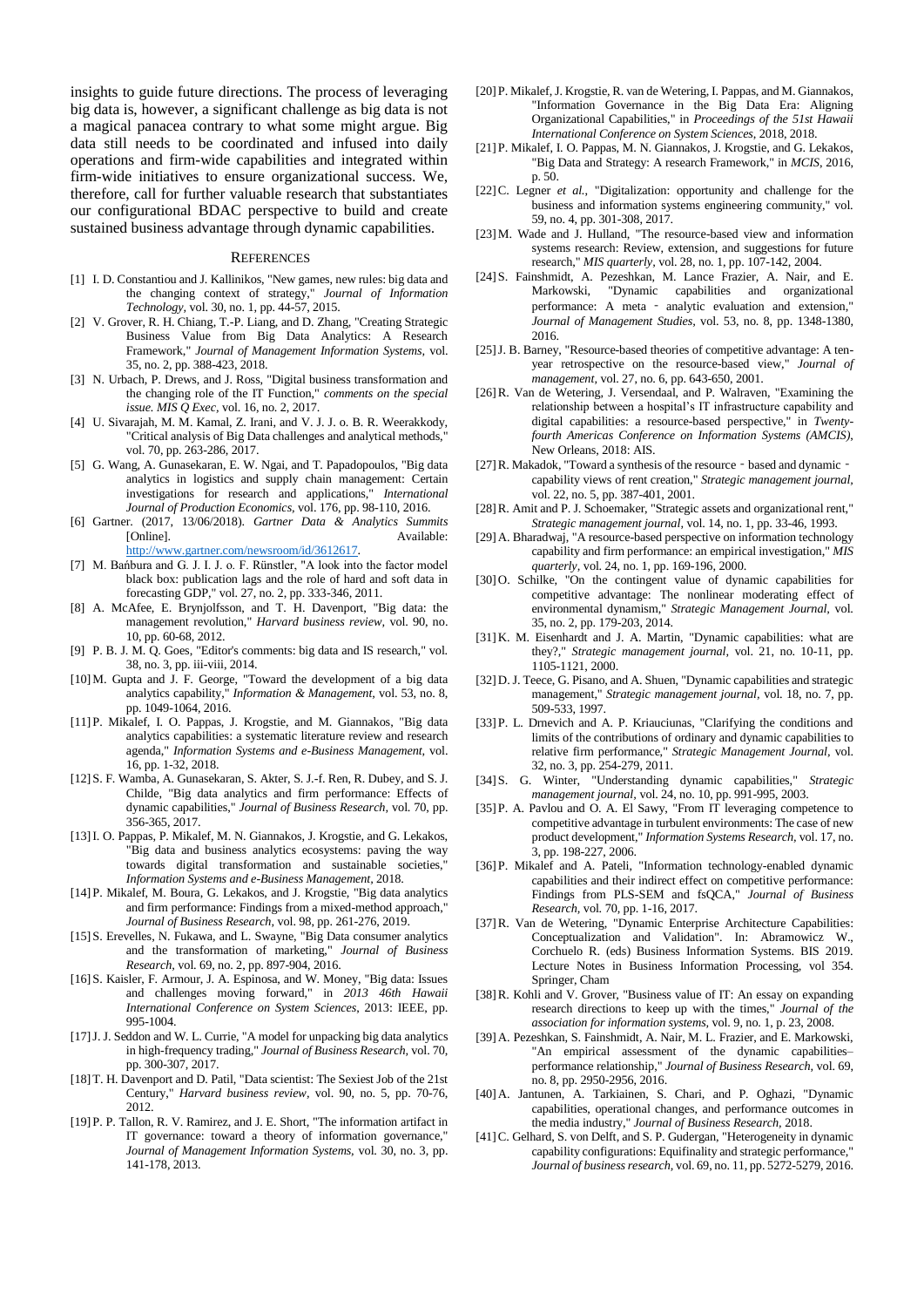insights to guide future directions. The process of leveraging big data is, however, a significant challenge as big data is not a magical panacea contrary to what some might argue. Big data still needs to be coordinated and infused into daily operations and firm-wide capabilities and integrated within firm-wide initiatives to ensure organizational success. We, therefore, call for further valuable research that substantiates our configurational BDAC perspective to build and create sustained business advantage through dynamic capabilities.

## References

[1] I. D. Constantiou and J. Kallinikos, "New games, new rules: big data and the changing context of strategy," *Journal of Information Technology*, vol. 30, no. 1, pp. 44-57, 2015.

[2] V. Grover, R. H. Chiang, T.-P. Liang, and D. Zhang, "Creating Strategic Business Value from Big Data Analytics: A Research Framework," *Journal of Management Information Systems*, vol. 35, no. 2, pp. 388-423, 2018.

[3] N. Urbach, P. Drews, and J. Ross, "Digital business transformation and the changing role of the IT Function," *comments on the special issue. MIS Q Exec*, vol. 16, no. 2, 2017.

[4] U. Sivarajah, M. M. Kamal, Z. Irani, and V. J. J. o. B. R. Weerakkody, "Critical analysis of Big Data challenges and analytical methods," vol. 70, pp. 263-286, 2017.

[5] G. Wang, A. Gunasekaran, E. W. Ngai, and T. Papadopoulos, "Big data analytics in logistics and supply chain management: Certain investigations for research and applications," *International Journal of Production Economics*, vol. 176, pp. 98-110, 2016.

[6] Gartner. (2017, 13/06/2018). *Gartner Data & Analytics Summits* [Online]. Available: http://www.gartner.com/newsroom/id/3612617.

[7] M. Bańbura and G. J. I. J. o. F. Rünstler, "A look into the factor model black box: publication lags and the role of hard and soft data in forecasting GDP," vol. 27, no. 2, pp. 333-346, 2011.

[8] A. McAfee, E. Brynjolfsson, and T. H. Davenport, "Big data: the management revolution," *Harvard business review*, vol. 90, no. 10, pp. 60-68, 2012.

[9] P. B. J. M. Q. Goes, "Editor's comments: big data and IS research," vol. 38, no. 3, pp. iii-viii, 2014.

[10] M. Gupta and J. F. George, "Toward the development of a big data analytics capability," *Information & Management*, vol. 53, no. 8, pp. 1049-1064, 2016.

[11] P. Mikalef, I. O. Pappas, J. Krogstie, and M. Giannakos, "Big data analytics capabilities: a systematic literature review and research agenda," *Information Systems and e-Business Management*, vol. 16, pp. 1-32, 2018.

[12] S. F. Wamba, A. Gunasekaran, S. Akter, S. J.-f. Ren, R. Dubey, and S. J. Childe, "Big data analytics and firm performance: Effects of dynamic capabilities," *Journal of Business Research*, vol. 70, pp. 356-365, 2017.

[13] I. O. Pappas, P. Mikalef, M. N. Giannakos, J. Krogstie, and G. Lekakos, "Big data and business analytics ecosystems: paving the way towards digital transformation and sustainable societies," *Information Systems and e-Business Management*, 2018.

[14] P. Mikalef, M. Boura, G. Lekakos, and J. Krogstie, "Big data analytics and firm performance: Findings from a mixed-method approach," *Journal of Business Research*, vol. 98, pp. 261-276, 2019.

[15] S. Erevelles, N. Fukawa, and L. Swayne, "Big Data consumer analytics and the transformation of marketing," *Journal of Business Research*, vol. 69, no. 2, pp. 897-904, 2016.

[16] S. Kaisler, F. Armour, J. A. Espinosa, and W. Money, "Big data: Issues and challenges moving forward," in *2013 46th Hawaii International Conference on System Sciences*, 2013: IEEE, pp. 995-1004.

[17] J. J. Seddon and W. L. Currie, "A model for unpacking big data analytics in high-frequency trading," *Journal of Business Research*, vol. 70, pp. 300-307, 2017.

[18] T. H. Davenport and D. Patil, "Data scientist: The Sexiest Job of the 21st Century," *Harvard business review*, vol. 90, no. 5, pp. 70-76, 2012.

[19] P. P. Tallon, R. V. Ramirez, and J. E. Short, "The information artifact in IT governance: toward a theory of information governance," *Journal of Management Information Systems*, vol. 30, no. 3, pp. 141-178, 2013.

[20] P. Mikalef, J. Krogstie, R. van de Wetering, I. Pappas, and M. Giannakos, "Information Governance in the Big Data Era: Aligning Organizational Capabilities," in *Proceedings of the 51st Hawaii International Conference on System Sciences*, 2018, 2018.

[21] P. Mikalef, I. O. Pappas, M. N. Giannakos, J. Krogstie, and G. Lekakos, "Big Data and Strategy: A research Framework," in *MCIS*, 2016, p. 50.

[22] C. Legner *et al.*, "Digitalization: opportunity and challenge for the business and information systems engineering community," vol. 59, no. 4, pp. 301-308, 2017.

[23] M. Wade and J. Hulland, "The resource-based view and information systems research: Review, extension, and suggestions for future research," *MIS quarterly*, vol. 28, no. 1, pp. 107-142, 2004.

[24] S. Fainshmidt, A. Pezeshkan, M. Lance Frazier, A. Nair, and E. Markowski, "Dynamic capabilities and organizational performance: A meta‐analytic evaluation and extension," *Journal of Management Studies*, vol. 53, no. 8, pp. 1348-1380, 2016.

[25] J. B. Barney, "Resource-based theories of competitive advantage: A ten-year retrospective on the resource-based view," *Journal of management*, vol. 27, no. 6, pp. 643-650, 2001.

[26] R. Van de Wetering, J. Versendaal, and P. Walraven, "Examining the relationship between a hospital's IT infrastructure capability and digital capabilities: a resource-based perspective," in *Twenty-fourth Americas Conference on Information Systems (AMCIS)*, New Orleans, 2018: AIS.

[27] R. Makadok, "Toward a synthesis of the resource‐based and dynamic‐capability views of rent creation," *Strategic management journal*, vol. 22, no. 5, pp. 387-401, 2001.

[28] R. Amit and P. J. Schoemaker, "Strategic assets and organizational rent," *Strategic management journal*, vol. 14, no. 1, pp. 33-46, 1993.

[29] A. Bharadwaj, "A resource-based perspective on information technology capability and firm performance: an empirical investigation," *MIS quarterly*, vol. 24, no. 1, pp. 169-196, 2000.

[30] O. Schilke, "On the contingent value of dynamic capabilities for competitive advantage: The nonlinear moderating effect of environmental dynamism," *Strategic Management Journal*, vol. 35, no. 2, pp. 179-203, 2014.

[31] K. M. Eisenhardt and J. A. Martin, "Dynamic capabilities: what are they?," *Strategic management journal*, vol. 21, no. 10-11, pp. 1105-1121, 2000.

[32] D. J. Teece, G. Pisano, and A. Shuen, "Dynamic capabilities and strategic management," *Strategic management journal*, vol. 18, no. 7, pp. 509-533, 1997.

[33] P. L. Drnevich and A. P. Kriauciunas, "Clarifying the conditions and limits of the contributions of ordinary and dynamic capabilities to relative firm performance," *Strategic Management Journal*, vol. 32, no. 3, pp. 254-279, 2011.

[34] S. G. Winter, "Understanding dynamic capabilities," *Strategic management journal*, vol. 24, no. 10, pp. 991-995, 2003.

[35] P. A. Pavlou and O. A. El Sawy, "From IT leveraging competence to competitive advantage in turbulent environments: The case of new product development," *Information Systems Research*, vol. 17, no. 3, pp. 198-227, 2006.

[36] P. Mikalef and A. Pateli, "Information technology-enabled dynamic capabilities and their indirect effect on competitive performance: Findings from PLS-SEM and fsQCA," *Journal of Business Research*, vol. 70, pp. 1-16, 2017.

[37] R. Van de Wetering, "Dynamic Enterprise Architecture Capabilities: Conceptualization and Validation". In: Abramowicz W., Corchuelo R. (eds) Business Information Systems. BIS 2019. Lecture Notes in Business Information Processing, vol 354. Springer, Cham

[38] R. Kohli and V. Grover, "Business value of IT: An essay on expanding research directions to keep up with the times," *Journal of the association for information systems*, vol. 9, no. 1, p. 23, 2008.

[39] A. Pezeshkan, S. Fainshmidt, A. Nair, M. L. Frazier, and E. Markowski, "An empirical assessment of the dynamic capabilities–performance relationship," *Journal of Business Research*, vol. 69, no. 8, pp. 2950-2956, 2016.

[40] A. Jantunen, A. Tarkiainen, S. Chari, and P. Oghazi, "Dynamic capabilities, operational changes, and performance outcomes in the media industry," *Journal of Business Research*, 2018.

[41] C. Gelhard, S. von Delft, and S. P. Gudergan, "Heterogeneity in dynamic capability configurations: Equifinality and strategic performance," *Journal of business research*, vol. 69, no. 11, pp. 5272-5279, 2016.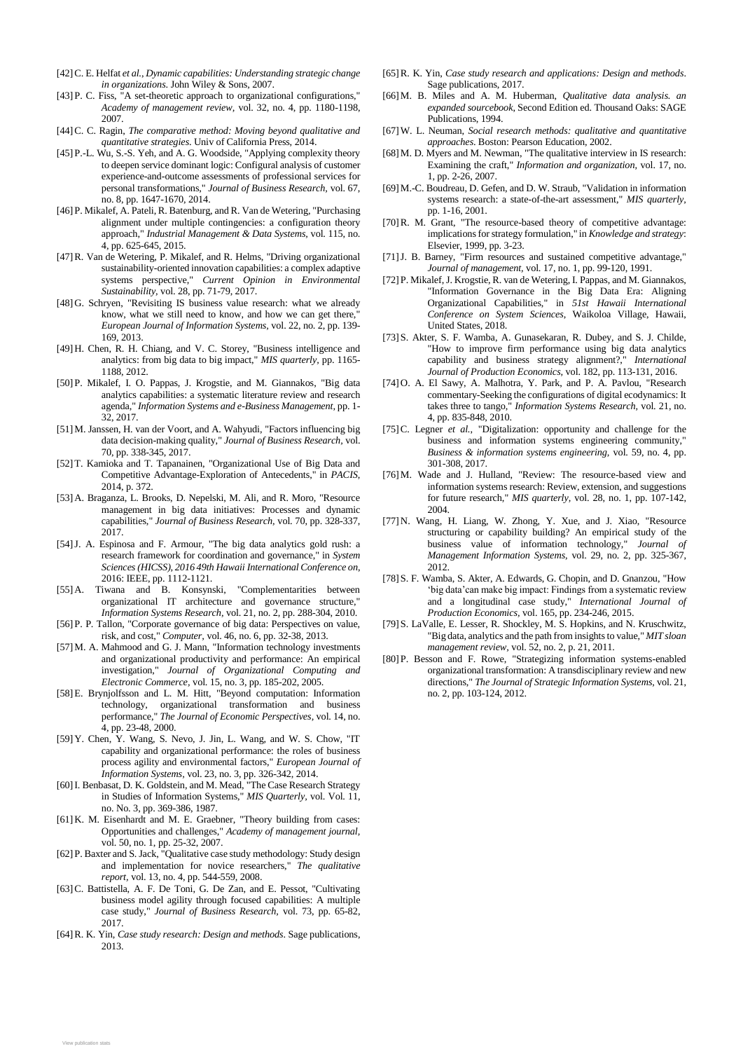[42] C. E. Helfat *et al.*, *Dynamic capabilities: Understanding strategic change in organizations*. John Wiley & Sons, 2007.

[43] P. C. Fiss, "A set-theoretic approach to organizational configurations," *Academy of management review*, vol. 32, no. 4, pp. 1180-1198, 2007.

[44] C. C. Ragin, *The comparative method: Moving beyond qualitative and quantitative strategies*. Univ of California Press, 2014.

[45] P.-L. Wu, S.-S. Yeh, and A. G. Woodside, "Applying complexity theory to deepen service dominant logic: Configural analysis of customer experience-and-outcome assessments of professional services for personal transformations," *Journal of Business Research*, vol. 67, no. 8, pp. 1647-1670, 2014.

[46] P. Mikalef, A. Pateli, R. Batenburg, and R. Van de Wetering, "Purchasing alignment under multiple contingencies: a configuration theory approach," *Industrial Management & Data Systems*, vol. 115, no. 4, pp. 625-645, 2015.

[47] R. Van de Wetering, P. Mikalef, and R. Helms, "Driving organizational sustainability-oriented innovation capabilities: a complex adaptive systems perspective," *Current Opinion in Environmental Sustainability*, vol. 28, pp. 71-79, 2017.

[48] G. Schryen, "Revisiting IS business value research: what we already know, what we still need to know, and how we can get there," *European Journal of Information Systems*, vol. 22, no. 2, pp. 139-169, 2013.

[49] H. Chen, R. H. Chiang, and V. C. Storey, "Business intelligence and analytics: from big data to big impact," *MIS quarterly*, pp. 1165-1188, 2012.

[50] P. Mikalef, I. O. Pappas, J. Krogstie, and M. Giannakos, "Big data analytics capabilities: a systematic literature review and research agenda," *Information Systems and e-Business Management*, pp. 1-32, 2017.

[51] M. Janssen, H. van der Voort, and A. Wahyudi, "Factors influencing big data decision-making quality," *Journal of Business Research*, vol. 70, pp. 338-345, 2017.

[52] T. Kamioka and T. Tapanainen, "Organizational Use of Big Data and Competitive Advantage-Exploration of Antecedents," in *PACIS*, 2014, p. 372.

[53] A. Braganza, L. Brooks, D. Nepelski, M. Ali, and R. Moro, "Resource management in big data initiatives: Processes and dynamic capabilities," *Journal of Business Research*, vol. 70, pp. 328-337, 2017.

[54] J. A. Espinosa and F. Armour, "The big data analytics gold rush: a research framework for coordination and governance," in *System Sciences (HICSS), 2016 49th Hawaii International Conference on*, 2016: IEEE, pp. 1112-1121.

[55] A. Tiwana and B. Konsynski, "Complementarities between organizational IT architecture and governance structure," *Information Systems Research*, vol. 21, no. 2, pp. 288-304, 2010.

[56] P. P. Tallon, "Corporate governance of big data: Perspectives on value, risk, and cost," *Computer*, vol. 46, no. 6, pp. 32-38, 2013.

[57] M. A. Mahmood and G. J. Mann, "Information technology investments and organizational productivity and performance: An empirical investigation," *Journal of Organizational Computing and Electronic Commerce*, vol. 15, no. 3, pp. 185-202, 2005.

[58] E. Brynjolfsson and L. M. Hitt, "Beyond computation: Information technology, organizational transformation and business performance," *The Journal of Economic Perspectives*, vol. 14, no. 4, pp. 23-48, 2000.

[59] Y. Chen, Y. Wang, S. Nevo, J. Jin, L. Wang, and W. S. Chow, "IT capability and organizational performance: the roles of business process agility and environmental factors," *European Journal of Information Systems*, vol. 23, no. 3, pp. 326-342, 2014.

[60] I. Benbasat, D. K. Goldstein, and M. Mead, "The Case Research Strategy in Studies of Information Systems," *MIS Quarterly*, vol. Vol. 11, no. No. 3, pp. 369-386, 1987.

[61] K. M. Eisenhardt and M. E. Graebner, "Theory building from cases: Opportunities and challenges," *Academy of management journal*, vol. 50, no. 1, pp. 25-32, 2007.

[62] P. Baxter and S. Jack, "Qualitative case study methodology: Study design and implementation for novice researchers," *The qualitative report*, vol. 13, no. 4, pp. 544-559, 2008.

[63] C. Battistella, A. F. De Toni, G. De Zan, and E. Pessot, "Cultivating business model agility through focused capabilities: A multiple case study," *Journal of Business Research*, vol. 73, pp. 65-82, 2017.

[64] R. K. Yin, *Case study research: Design and methods*. Sage publications, 2013.

[65] R. K. Yin, *Case study research and applications: Design and methods*. Sage publications, 2017.

[66] M. B. Miles and A. M. Huberman, *Qualitative data analysis. an expanded sourcebook*, Second Edition ed. Thousand Oaks: SAGE Publications, 1994.

[67] W. L. Neuman, *Social research methods: qualitative and quantitative approaches*. Boston: Pearson Education, 2002.

[68] M. D. Myers and M. Newman, "The qualitative interview in IS research: Examining the craft," *Information and organization*, vol. 17, no. 1, pp. 2-26, 2007.

[69] M.-C. Boudreau, D. Gefen, and D. W. Straub, "Validation in information systems research: a state-of-the-art assessment," *MIS quarterly*, pp. 1-16, 2001.

[70] R. M. Grant, "The resource-based theory of competitive advantage: implications for strategy formulation," in *Knowledge and strategy*: Elsevier, 1999, pp. 3-23.

[71] J. B. Barney, "Firm resources and sustained competitive advantage," *Journal of management*, vol. 17, no. 1, pp. 99-120, 1991.

[72] P. Mikalef, J. Krogstie, R. van de Wetering, I. Pappas, and M. Giannakos, "Information Governance in the Big Data Era: Aligning Organizational Capabilities," in *51st Hawaii International Conference on System Sciences*, Waikoloa Village, Hawaii, United States, 2018.

[73] S. Akter, S. F. Wamba, A. Gunasekaran, R. Dubey, and S. J. Childe, "How to improve firm performance using big data analytics capability and business strategy alignment?," *International Journal of Production Economics*, vol. 182, pp. 113-131, 2016.

[74] O. A. El Sawy, A. Malhotra, Y. Park, and P. A. Pavlou, "Research commentary-Seeking the configurations of digital ecodynamics: It takes three to tango," *Information Systems Research*, vol. 21, no. 4, pp. 835-848, 2010.

[75] C. Legner *et al.*, "Digitalization: opportunity and challenge for the business and information systems engineering community," *Business & information systems engineering*, vol. 59, no. 4, pp. 301-308, 2017.

[76] M. Wade and J. Hulland, "Review: The resource-based view and information systems research: Review, extension, and suggestions for future research," *MIS quarterly*, vol. 28, no. 1, pp. 107-142, 2004.

[77] N. Wang, H. Liang, W. Zhong, Y. Xue, and J. Xiao, "Resource structuring or capability building? An empirical study of the business value of information technology," *Journal of Management Information Systems*, vol. 29, no. 2, pp. 325-367, 2012.

[78] S. F. Wamba, S. Akter, A. Edwards, G. Chopin, and D. Gnanzou, "How 'big data'can make big impact: Findings from a systematic review and a longitudinal case study," *International Journal of Production Economics*, vol. 165, pp. 234-246, 2015.

[79] S. LaValle, E. Lesser, R. Shockley, M. S. Hopkins, and N. Kruschwitz, "Big data, analytics and the path from insights to value," *MIT sloan management review*, vol. 52, no. 2, p. 21, 2011.

[80] P. Besson and F. Rowe, "Strategizing information systems-enabled organizational transformation: A transdisciplinary review and new directions," *The Journal of Strategic Information Systems*, vol. 21, no. 2, pp. 103-124, 2012.